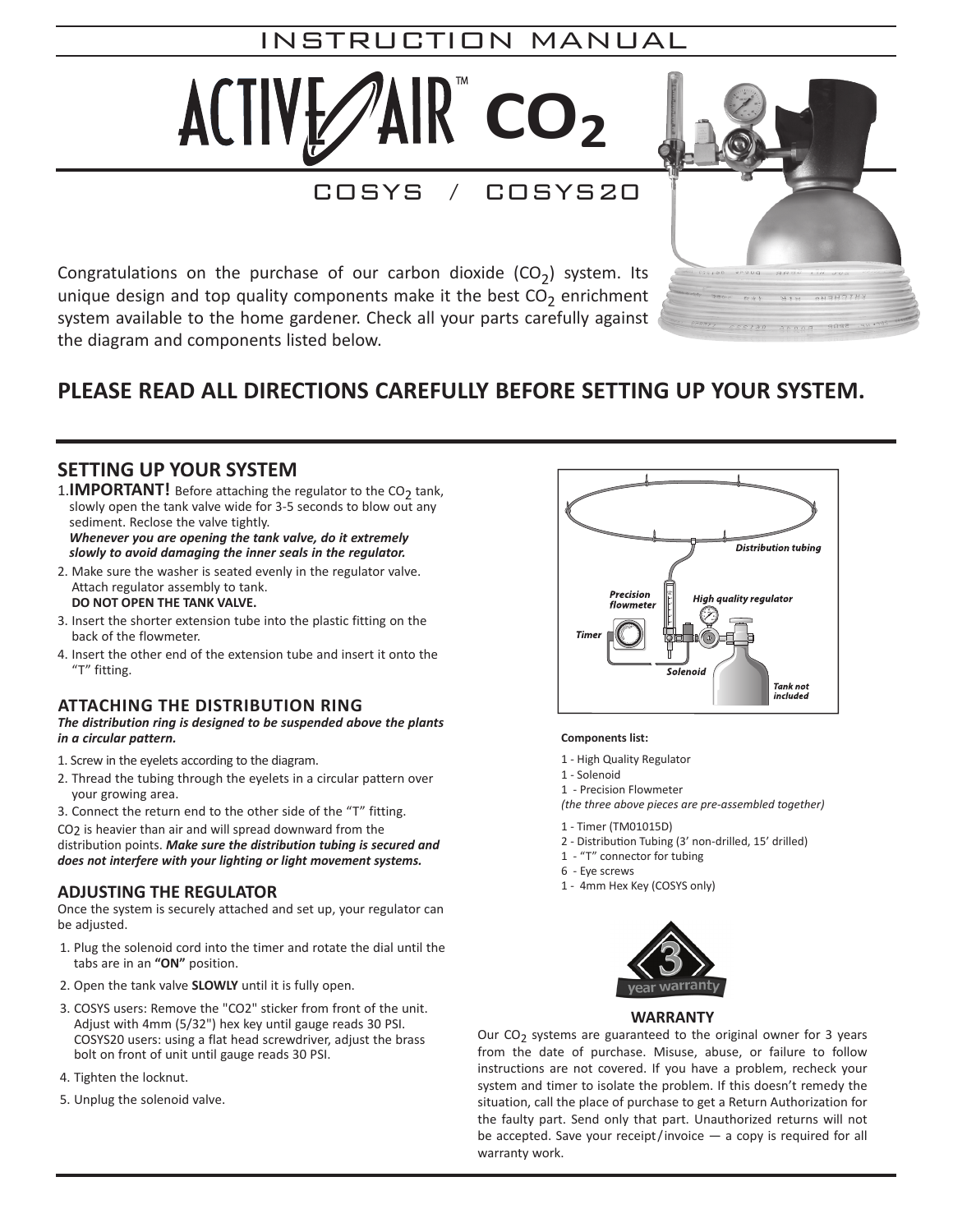# INSTRUCTION MANUAL

# ACTIVE AIR™ $CO_2$

## COSYS / COSYS20

Congratulations on the purchase of our carbon dioxide ($CO_2$) system. Its unique design and top quality components make it the best $CO_2$ enrichment system available to the home gardener. Check all your parts carefully against the diagram and components listed below.

## PLEASE READ ALL DIRECTIONS CAREFULLY BEFORE SETTING UP YOUR SYSTEM.

### SETTING UP YOUR SYSTEM

1. **IMPORTANT!** Before attaching the regulator to the $CO_2$ tank, slowly open the tank valve wide for 3-5 seconds to blow out any sediment. Reclose the valve tightly.
   ***Whenever you are opening the tank valve, do it extremely slowly to avoid damaging the inner seals in the regulator.***
2. Make sure the washer is seated evenly in the regulator valve. Attach regulator assembly to tank.
   **DO NOT OPEN THE TANK VALVE.**
3. Insert the shorter extension tube into the plastic fitting on the back of the flowmeter.
4. Insert the other end of the extension tube and insert it onto the "T" fitting.

### ATTACHING THE DISTRIBUTION RING

***The distribution ring is designed to be suspended above the plants in a circular pattern.***

1. Screw in the eyelets according to the diagram.
2. Thread the tubing through the eyelets in a circular pattern over your growing area.
3. Connect the return end to the other side of the "T" fitting.

$CO_2$ is heavier than air and will spread downward from the distribution points. ***Make sure the distribution tubing is secured and does not interfere with your lighting or light movement systems.***

### ADJUSTING THE REGULATOR

Once the system is securely attached and set up, your regulator can be adjusted.

1. Plug the solenoid cord into the timer and rotate the dial until the tabs are in an **"ON"** position.
2. Open the tank valve **SLOWLY** until it is fully open.
3. COSYS users: Remove the "CO2" sticker from front of the unit. Adjust with 4mm (5/32") hex key until gauge reads 30 PSI. COSYS20 users: using a flat head screwdriver, adjust the brass bolt on front of unit until gauge reads 30 PSI.
4. Tighten the locknut.
5. Unplug the solenoid valve.

*Distribution tubing*
*Precision flowmeter*
*High quality regulator*
*Timer*
*Solenoid*
*Tank not included*

**Components list:**

1 - High Quality Regulator
1 - Solenoid
1 - Precision Flowmeter
*(the three above pieces are pre-assembled together)*

1 - Timer (TM01015D)
2 - Distribution Tubing (3' non-drilled, 15' drilled)
1 - "T" connector for tubing
6 - Eye screws
1 - 4mm Hex Key (COSYS only)

3 year warranty

**WARRANTY**

Our $CO_2$ systems are guaranteed to the original owner for 3 years from the date of purchase. Misuse, abuse, or failure to follow instructions are not covered. If you have a problem, recheck your system and timer to isolate the problem. If this doesn't remedy the situation, call the place of purchase to get a Return Authorization for the faulty part. Send only that part. Unauthorized returns will not be accepted. Save your receipt/invoice — a copy is required for all warranty work.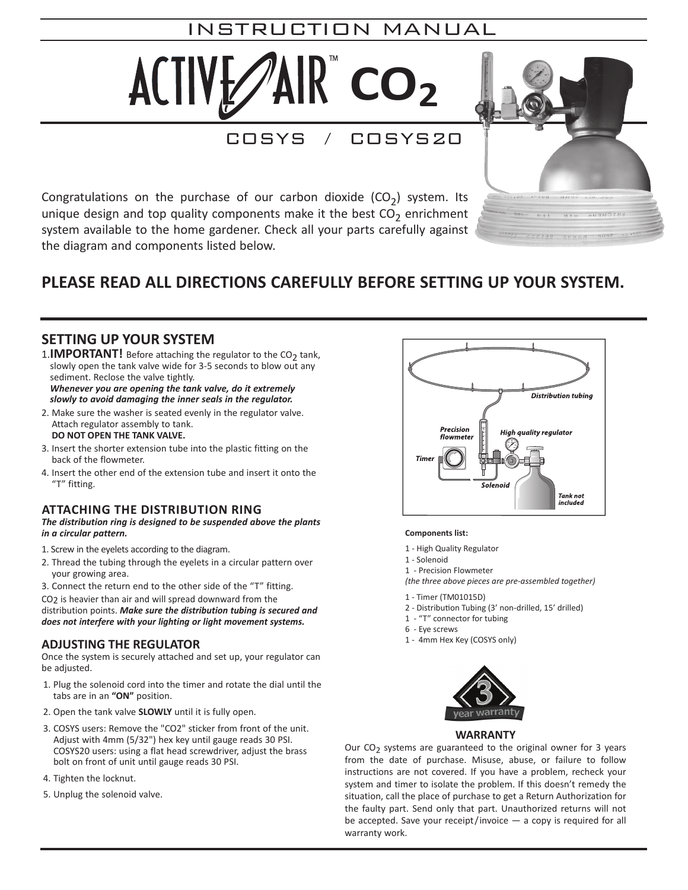# INSTRUCTION MANUAL

# ACTIVE AIR™ $CO_2$

## COSYS / COSYS20

Congratulations on the purchase of our carbon dioxide ($CO_2$) system. Its unique design and top quality components make it the best $CO_2$ enrichment system available to the home gardener. Check all your parts carefully against the diagram and components listed below.

## PLEASE READ ALL DIRECTIONS CAREFULLY BEFORE SETTING UP YOUR SYSTEM.

## SETTING UP YOUR SYSTEM

1. **IMPORTANT!** Before attaching the regulator to the $CO_2$ tank, slowly open the tank valve wide for 3-5 seconds to blow out any sediment. Reclose the valve tightly.
   ***Whenever you are opening the tank valve, do it extremely slowly to avoid damaging the inner seals in the regulator.***
2. Make sure the washer is seated evenly in the regulator valve. Attach regulator assembly to tank.
   **DO NOT OPEN THE TANK VALVE.**
3. Insert the shorter extension tube into the plastic fitting on the back of the flowmeter.
4. Insert the other end of the extension tube and insert it onto the "T" fitting.

### ATTACHING THE DISTRIBUTION RING

***The distribution ring is designed to be suspended above the plants in a circular pattern.***

1. Screw in the eyelets according to the diagram.
2. Thread the tubing through the eyelets in a circular pattern over your growing area.
3. Connect the return end to the other side of the "T" fitting.

$CO_2$ is heavier than air and will spread downward from the distribution points. ***Make sure the distribution tubing is secured and does not interfere with your lighting or light movement systems.***

### ADJUSTING THE REGULATOR

Once the system is securely attached and set up, your regulator can be adjusted.

1. Plug the solenoid cord into the timer and rotate the dial until the tabs are in an **"ON"** position.
2. Open the tank valve **SLOWLY** until it is fully open.
3. COSYS users: Remove the "CO2" sticker from front of the unit. Adjust with 4mm (5/32") hex key until gauge reads 30 PSI. COSYS20 users: using a flat head screwdriver, adjust the brass bolt on front of unit until gauge reads 30 PSI.
4. Tighten the locknut.
5. Unplug the solenoid valve.

*Distribution tubing*
*Precision flowmeter*
*High quality regulator*
*Timer*
*Solenoid*
*Tank not included*

**Components list:**

- 1 - High Quality Regulator
- 1 - Solenoid
- 1 - Precision Flowmeter

*(the three above pieces are pre-assembled together)*

- 1 - Timer (TM01015D)
- 2 - Distribution Tubing (3' non-drilled, 15' drilled)
- 1 - "T" connector for tubing
- 6 - Eye screws
- 1 - 4mm Hex Key (COSYS only)

3 year warranty

### WARRANTY

Our $CO_2$ systems are guaranteed to the original owner for 3 years from the date of purchase. Misuse, abuse, or failure to follow instructions are not covered. If you have a problem, recheck your system and timer to isolate the problem. If this doesn't remedy the situation, call the place of purchase to get a Return Authorization for the faulty part. Send only that part. Unauthorized returns will not be accepted. Save your receipt/invoice — a copy is required for all warranty work.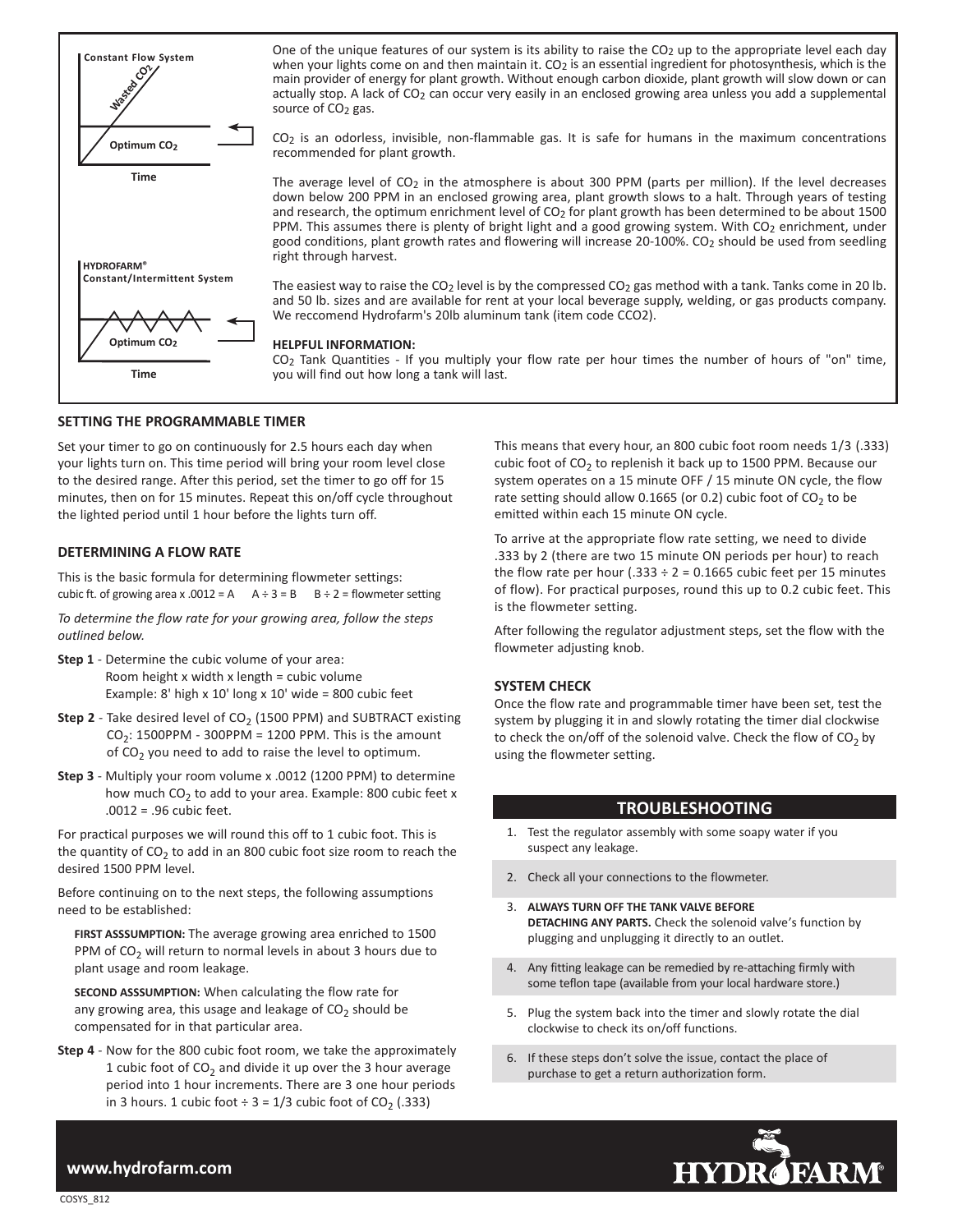Constant Flow System

Wasted $CO_2$

Optimum $CO_2$

Time

HYDROFARM®
Constant/Intermittent System

Optimum $CO_2$

Time

One of the unique features of our system is its ability to raise the $CO_2$ up to the appropriate level each day when your lights come on and then maintain it. $CO_2$ is an essential ingredient for photosynthesis, which is the main provider of energy for plant growth. Without enough carbon dioxide, plant growth will slow down or can actually stop. A lack of $CO_2$ can occur very easily in an enclosed growing area unless you add a supplemental source of $CO_2$ gas.

$CO_2$ is an odorless, invisible, non-flammable gas. It is safe for humans in the maximum concentrations recommended for plant growth.

The average level of $CO_2$ in the atmosphere is about 300 PPM (parts per million). If the level decreases down below 200 PPM in an enclosed growing area, plant growth slows to a halt. Through years of testing and research, the optimum enrichment level of $CO_2$ for plant growth has been determined to be about 1500 PPM. This assumes there is plenty of bright light and a good growing system. With $CO_2$ enrichment, under good conditions, plant growth rates and flowering will increase 20-100%. $CO_2$ should be used from seedling right through harvest.

The easiest way to raise the $CO_2$ level is by the compressed $CO_2$ gas method with a tank. Tanks come in 20 lb. and 50 lb. sizes and are available for rent at your local beverage supply, welding, or gas products company. We reccomend Hydrofarm's 20lb aluminum tank (item code CCO2).

**HELPFUL INFORMATION:**
$CO_2$ Tank Quantities - If you multiply your flow rate per hour times the number of hours of "on" time, you will find out how long a tank will last.

### SETTING THE PROGRAMMABLE TIMER

Set your timer to go on continuously for 2.5 hours each day when your lights turn on. This time period will bring your room level close to the desired range. After this period, set the timer to go off for 15 minutes, then on for 15 minutes. Repeat this on/off cycle throughout the lighted period until 1 hour before the lights turn off.

### DETERMINING A FLOW RATE

This is the basic formula for determining flowmeter settings:
cubic ft. of growing area x .0012 = A     A ÷ 3 = B     B ÷ 2 = flowmeter setting

*To determine the flow rate for your growing area, follow the steps outlined below.*

**Step 1** - Determine the cubic volume of your area:
Room height x width x length = cubic volume
Example: 8' high x 10' long x 10' wide = 800 cubic feet

**Step 2** - Take desired level of $CO_2$ (1500 PPM) and SUBTRACT existing $CO_2$: 1500PPM - 300PPM = 1200 PPM. This is the amount of $CO_2$ you need to add to raise the level to optimum.

**Step 3** - Multiply your room volume x .0012 (1200 PPM) to determine how much $CO_2$ to add to your area. Example: 800 cubic feet x .0012 = .96 cubic feet.

For practical purposes we will round this off to 1 cubic foot. This is the quantity of $CO_2$ to add in an 800 cubic foot size room to reach the desired 1500 PPM level.

Before continuing on to the next steps, the following assumptions need to be established:

**FIRST ASSSUMPTION:** The average growing area enriched to 1500 PPM of $CO_2$ will return to normal levels in about 3 hours due to plant usage and room leakage.

**SECOND ASSSUMPTION:** When calculating the flow rate for any growing area, this usage and leakage of $CO_2$ should be compensated for in that particular area.

**Step 4** - Now for the 800 cubic foot room, we take the approximately 1 cubic foot of $CO_2$ and divide it up over the 3 hour average period into 1 hour increments. There are 3 one hour periods in 3 hours. 1 cubic foot ÷ 3 = 1/3 cubic foot of $CO_2$ (.333)

This means that every hour, an 800 cubic foot room needs 1/3 (.333) cubic foot of $CO_2$ to replenish it back up to 1500 PPM. Because our system operates on a 15 minute OFF / 15 minute ON cycle, the flow rate setting should allow 0.1665 (or 0.2) cubic foot of $CO_2$ to be emitted within each 15 minute ON cycle.

To arrive at the appropriate flow rate setting, we need to divide .333 by 2 (there are two 15 minute ON periods per hour) to reach the flow rate per hour (.333 ÷ 2 = 0.1665 cubic feet per 15 minutes of flow). For practical purposes, round this up to 0.2 cubic feet. This is the flowmeter setting.

After following the regulator adjustment steps, set the flow with the flowmeter adjusting knob.

### SYSTEM CHECK

Once the flow rate and programmable timer have been set, test the system by plugging it in and slowly rotating the timer dial clockwise to check the on/off of the solenoid valve. Check the flow of $CO_2$ by using the flowmeter setting.

## TROUBLESHOOTING

1. Test the regulator assembly with some soapy water if you suspect any leakage.
2. Check all your connections to the flowmeter.
3. **ALWAYS TURN OFF THE TANK VALVE BEFORE DETACHING ANY PARTS.** Check the solenoid valve's function by plugging and unplugging it directly to an outlet.
4. Any fitting leakage can be remedied by re-attaching firmly with some teflon tape (available from your local hardware store.)
5. Plug the system back into the timer and slowly rotate the dial clockwise to check its on/off functions.
6. If these steps don't solve the issue, contact the place of purchase to get a return authorization form.

**www.hydrofarm.com**

HYDROFARM®

COSYS_812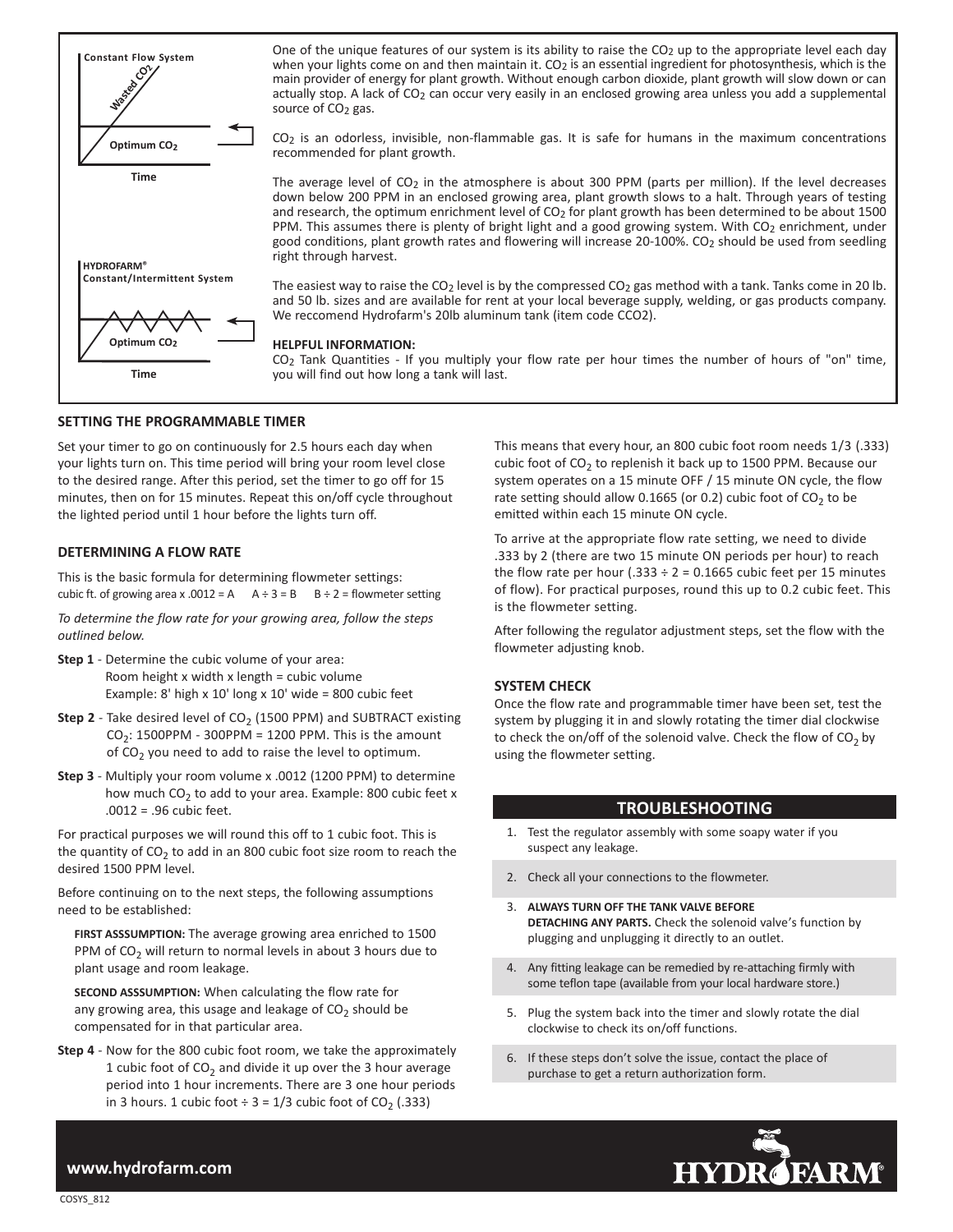Constant Flow System

Wasted $CO_2$

Optimum $CO_2$

Time

HYDROFARM®
Constant/Intermittent System

Optimum $CO_2$

Time

One of the unique features of our system is its ability to raise the $CO_2$ up to the appropriate level each day when your lights come on and then maintain it. $CO_2$ is an essential ingredient for photosynthesis, which is the main provider of energy for plant growth. Without enough carbon dioxide, plant growth will slow down or can actually stop. A lack of $CO_2$ can occur very easily in an enclosed growing area unless you add a supplemental source of $CO_2$ gas.

$CO_2$ is an odorless, invisible, non-flammable gas. It is safe for humans in the maximum concentrations recommended for plant growth.

The average level of $CO_2$ in the atmosphere is about 300 PPM (parts per million). If the level decreases down below 200 PPM in an enclosed growing area, plant growth slows to a halt. Through years of testing and research, the optimum enrichment level of $CO_2$ for plant growth has been determined to be about 1500 PPM. This assumes there is plenty of bright light and a good growing system. With $CO_2$ enrichment, under good conditions, plant growth rates and flowering will increase 20-100%. $CO_2$ should be used from seedling right through harvest.

The easiest way to raise the $CO_2$ level is by the compressed $CO_2$ gas method with a tank. Tanks come in 20 lb. and 50 lb. sizes and are available for rent at your local beverage supply, welding, or gas products company. We reccomend Hydrofarm's 20lb aluminum tank (item code CCO2).

**HELPFUL INFORMATION:**
$CO_2$ Tank Quantities - If you multiply your flow rate per hour times the number of hours of "on" time, you will find out how long a tank will last.

## SETTING THE PROGRAMMABLE TIMER

Set your timer to go on continuously for 2.5 hours each day when your lights turn on. This time period will bring your room level close to the desired range. After this period, set the timer to go off for 15 minutes, then on for 15 minutes. Repeat this on/off cycle throughout the lighted period until 1 hour before the lights turn off.

## DETERMINING A FLOW RATE

This is the basic formula for determining flowmeter settings:
cubic ft. of growing area x .0012 = A     A ÷ 3 = B     B ÷ 2 = flowmeter setting

*To determine the flow rate for your growing area, follow the steps outlined below.*

**Step 1** - Determine the cubic volume of your area:
Room height x width x length = cubic volume
Example: 8' high x 10' long x 10' wide = 800 cubic feet

**Step 2** - Take desired level of $CO_2$ (1500 PPM) and SUBTRACT existing $CO_2$: 1500PPM - 300PPM = 1200 PPM. This is the amount of $CO_2$ you need to add to raise the level to optimum.

**Step 3** - Multiply your room volume x .0012 (1200 PPM) to determine how much $CO_2$ to add to your area. Example: 800 cubic feet x .0012 = .96 cubic feet.

For practical purposes we will round this off to 1 cubic foot. This is the quantity of $CO_2$ to add in an 800 cubic foot size room to reach the desired 1500 PPM level.

Before continuing on to the next steps, the following assumptions need to be established:

**FIRST ASSSUMPTION:** The average growing area enriched to 1500 PPM of $CO_2$ will return to normal levels in about 3 hours due to plant usage and room leakage.

**SECOND ASSSUMPTION:** When calculating the flow rate for any growing area, this usage and leakage of $CO_2$ should be compensated for in that particular area.

**Step 4** - Now for the 800 cubic foot room, we take the approximately 1 cubic foot of $CO_2$ and divide it up over the 3 hour average period into 1 hour increments. There are 3 one hour periods in 3 hours. 1 cubic foot ÷ 3 = 1/3 cubic foot of $CO_2$ (.333)

This means that every hour, an 800 cubic foot room needs 1/3 (.333) cubic foot of $CO_2$ to replenish it back up to 1500 PPM. Because our system operates on a 15 minute OFF / 15 minute ON cycle, the flow rate setting should allow 0.1665 (or 0.2) cubic foot of $CO_2$ to be emitted within each 15 minute ON cycle.

To arrive at the appropriate flow rate setting, we need to divide .333 by 2 (there are two 15 minute ON periods per hour) to reach the flow rate per hour (.333 ÷ 2 = 0.1665 cubic feet per 15 minutes of flow). For practical purposes, round this up to 0.2 cubic feet. This is the flowmeter setting.

After following the regulator adjustment steps, set the flow with the flowmeter adjusting knob.

## SYSTEM CHECK

Once the flow rate and programmable timer have been set, test the system by plugging it in and slowly rotating the timer dial clockwise to check the on/off of the solenoid valve. Check the flow of $CO_2$ by using the flowmeter setting.

## TROUBLESHOOTING

1. Test the regulator assembly with some soapy water if you suspect any leakage.
2. Check all your connections to the flowmeter.
3. **ALWAYS TURN OFF THE TANK VALVE BEFORE DETACHING ANY PARTS.** Check the solenoid valve's function by plugging and unplugging it directly to an outlet.
4. Any fitting leakage can be remedied by re-attaching firmly with some teflon tape (available from your local hardware store.)
5. Plug the system back into the timer and slowly rotate the dial clockwise to check its on/off functions.
6. If these steps don't solve the issue, contact the place of purchase to get a return authorization form.

**www.hydrofarm.com**

HYDROFARM®

COSYS_812